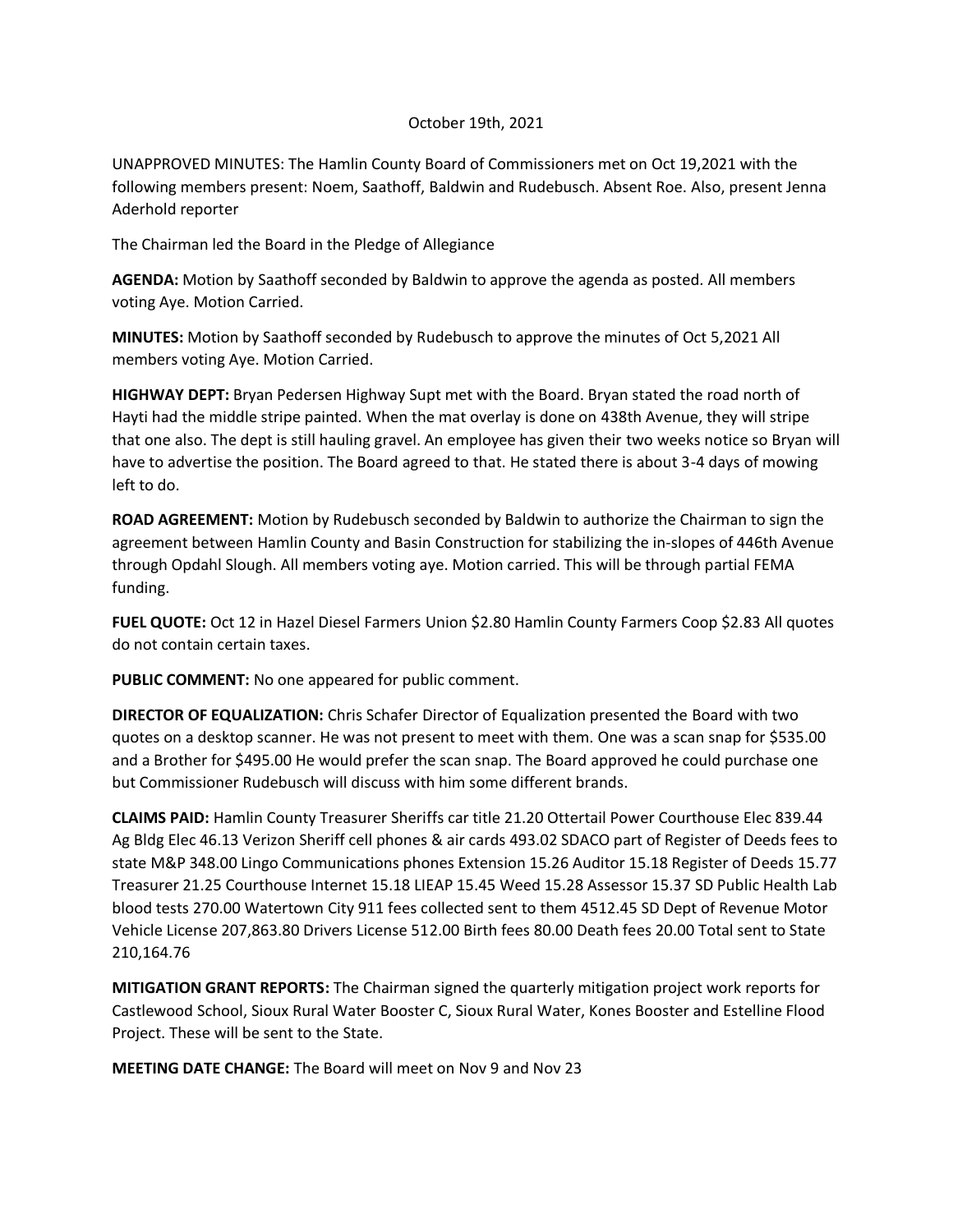October 19th, 2021

UNAPPROVED MINUTES: The Hamlin County Board of Commissioners met on Oct 19,2021 with the following members present: Noem, Saathoff, Baldwin and Rudebusch. Absent Roe. Also, present Jenna Aderhold reporter

The Chairman led the Board in the Pledge of Allegiance

**AGENDA:** Motion by Saathoff seconded by Baldwin to approve the agenda as posted. All members voting Aye. Motion Carried.

**MINUTES:** Motion by Saathoff seconded by Rudebusch to approve the minutes of Oct 5,2021 All members voting Aye. Motion Carried.

**HIGHWAY DEPT:** Bryan Pedersen Highway Supt met with the Board. Bryan stated the road north of Hayti had the middle stripe painted. When the mat overlay is done on 438th Avenue, they will stripe that one also. The dept is still hauling gravel. An employee has given their two weeks notice so Bryan will have to advertise the position. The Board agreed to that. He stated there is about 3-4 days of mowing left to do.

**ROAD AGREEMENT:** Motion by Rudebusch seconded by Baldwin to authorize the Chairman to sign the agreement between Hamlin County and Basin Construction for stabilizing the in-slopes of 446th Avenue through Opdahl Slough. All members voting aye. Motion carried. This will be through partial FEMA funding.

**FUEL QUOTE:** Oct 12 in Hazel Diesel Farmers Union $2.80 Hamlin County Farmers Coop $2.83 All quotes do not contain certain taxes.

**PUBLIC COMMENT:** No one appeared for public comment.

**DIRECTOR OF EQUALIZATION:** Chris Schafer Director of Equalization presented the Board with two quotes on a desktop scanner. He was not present to meet with them. One was a scan snap for $535.00 and a Brother for $495.00 He would prefer the scan snap. The Board approved he could purchase one but Commissioner Rudebusch will discuss with him some different brands.

**CLAIMS PAID:** Hamlin County Treasurer Sheriffs car title 21.20 Ottertail Power Courthouse Elec 839.44 Ag Bldg Elec 46.13 Verizon Sheriff cell phones & air cards 493.02 SDACO part of Register of Deeds fees to state M&P 348.00 Lingo Communications phones Extension 15.26 Auditor 15.18 Register of Deeds 15.77 Treasurer 21.25 Courthouse Internet 15.18 LIEAP 15.45 Weed 15.28 Assessor 15.37 SD Public Health Lab blood tests 270.00 Watertown City 911 fees collected sent to them 4512.45 SD Dept of Revenue Motor Vehicle License 207,863.80 Drivers License 512.00 Birth fees 80.00 Death fees 20.00 Total sent to State 210,164.76

**MITIGATION GRANT REPORTS:** The Chairman signed the quarterly mitigation project work reports for Castlewood School, Sioux Rural Water Booster C, Sioux Rural Water, Kones Booster and Estelline Flood Project. These will be sent to the State.

**MEETING DATE CHANGE:** The Board will meet on Nov 9 and Nov 23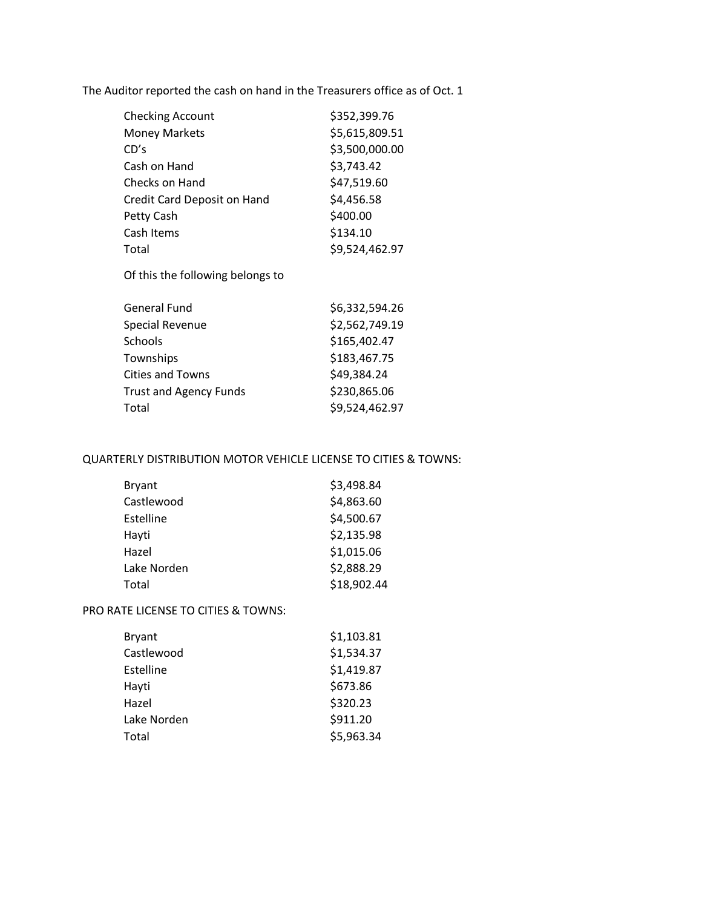The Auditor reported the cash on hand in the Treasurers office as of Oct. 1

| | |
|---|---|
| Checking Account | $352,399.76 |
| Money Markets | $5,615,809.51 |
| CD's | $3,500,000.00 |
| Cash on Hand | $3,743.42 |
| Checks on Hand | $47,519.60 |
| Credit Card Deposit on Hand | $4,456.58 |
| Petty Cash | $400.00 |
| Cash Items | $134.10 |
| Total | $9,524,462.97 |

Of this the following belongs to

| | |
|---|---|
| General Fund | $6,332,594.26 |
| Special Revenue | $2,562,749.19 |
| Schools | $165,402.47 |
| Townships | $183,467.75 |
| Cities and Towns | $49,384.24 |
| Trust and Agency Funds | $230,865.06 |
| Total | $9,524,462.97 |

QUARTERLY DISTRIBUTION MOTOR VEHICLE LICENSE TO CITIES & TOWNS:

| | |
|---|---|
| Bryant | $3,498.84 |
| Castlewood | $4,863.60 |
| Estelline | $4,500.67 |
| Hayti | $2,135.98 |
| Hazel | $1,015.06 |
| Lake Norden | $2,888.29 |
| Total | $18,902.44 |

PRO RATE LICENSE TO CITIES & TOWNS:

| | |
|---|---|
| Bryant | $1,103.81 |
| Castlewood | $1,534.37 |
| Estelline | $1,419.87 |
| Hayti | $673.86 |
| Hazel | $320.23 |
| Lake Norden | $911.20 |
| Total | $5,963.34 |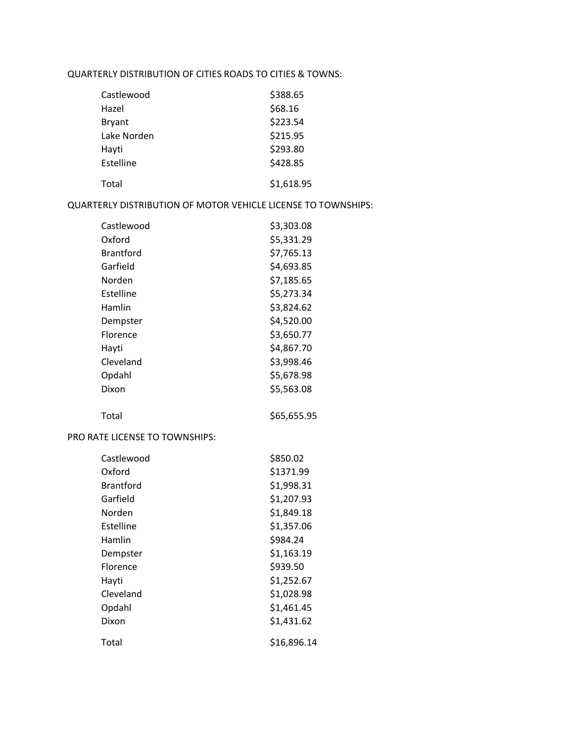QUARTERLY DISTRIBUTION OF CITIES ROADS TO CITIES & TOWNS:

| | |
|---|---|
| Castlewood | $388.65 |
| Hazel | $68.16 |
| Bryant | $223.54 |
| Lake Norden | $215.95 |
| Hayti | $293.80 |
| Estelline | $428.85 |
| Total | $1,618.95 |

QUARTERLY DISTRIBUTION OF MOTOR VEHICLE LICENSE TO TOWNSHIPS:

| | |
|---|---|
| Castlewood | $3,303.08 |
| Oxford | $5,331.29 |
| Brantford | $7,765.13 |
| Garfield | $4,693.85 |
| Norden | $7,185.65 |
| Estelline | $5,273.34 |
| Hamlin | $3,824.62 |
| Dempster | $4,520.00 |
| Florence | $3,650.77 |
| Hayti | $4,867.70 |
| Cleveland | $3,998.46 |
| Opdahl | $5,678.98 |
| Dixon | $5,563.08 |
| Total | $65,655.95 |

PRO RATE LICENSE TO TOWNSHIPS:

| | |
|---|---|
| Castlewood | $850.02 |
| Oxford | $1371.99 |
| Brantford | $1,998.31 |
| Garfield | $1,207.93 |
| Norden | $1,849.18 |
| Estelline | $1,357.06 |
| Hamlin | $984.24 |
| Dempster | $1,163.19 |
| Florence | $939.50 |
| Hayti | $1,252.67 |
| Cleveland | $1,028.98 |
| Opdahl | $1,461.45 |
| Dixon | $1,431.62 |
| Total | $16,896.14 |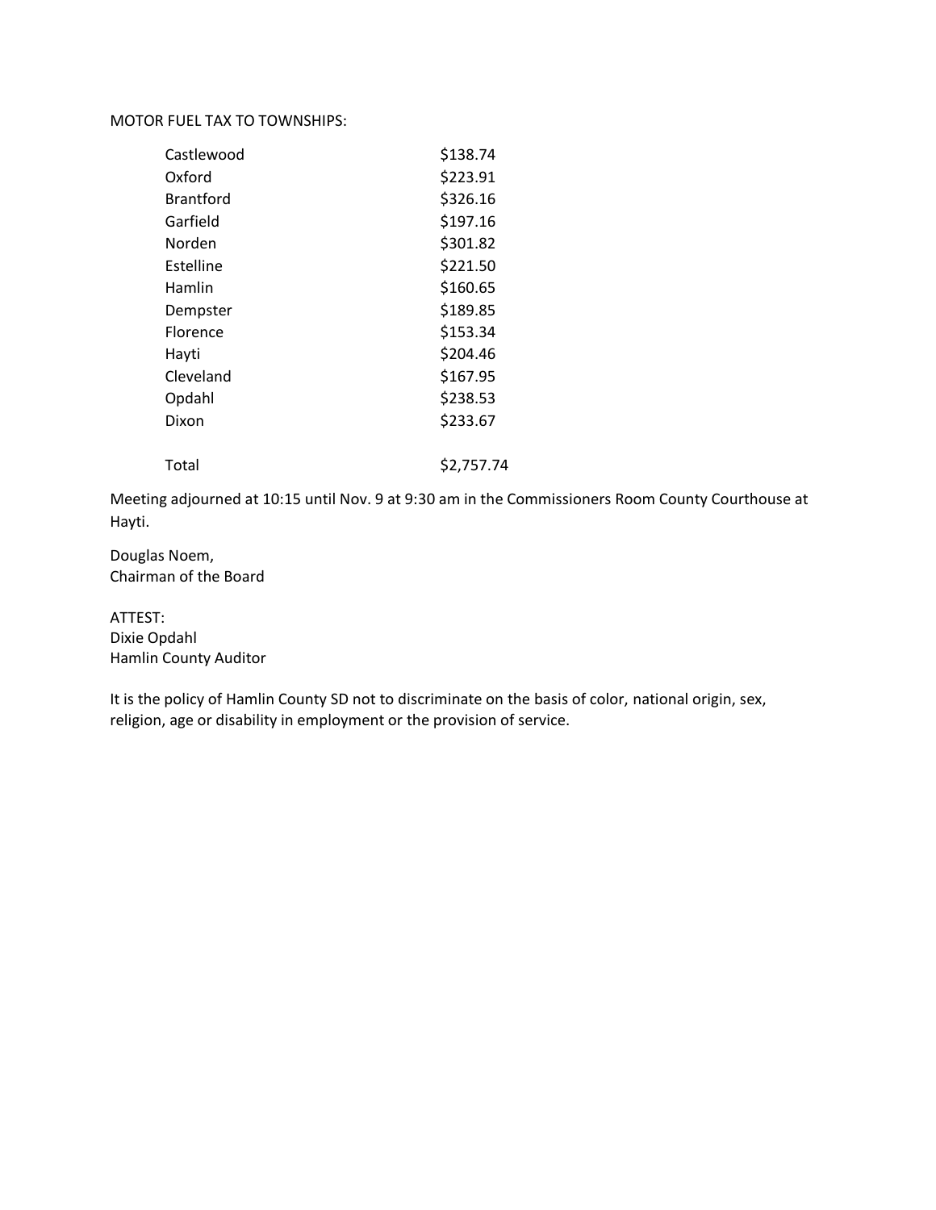MOTOR FUEL TAX TO TOWNSHIPS:

| | |
|---|---|
| Castlewood | $138.74 |
| Oxford | $223.91 |
| Brantford | $326.16 |
| Garfield | $197.16 |
| Norden | $301.82 |
| Estelline | $221.50 |
| Hamlin | $160.65 |
| Dempster | $189.85 |
| Florence | $153.34 |
| Hayti | $204.46 |
| Cleveland | $167.95 |
| Opdahl | $238.53 |
| Dixon | $233.67 |
| Total | $2,757.74 |

Meeting adjourned at 10:15 until Nov. 9 at 9:30 am in the Commissioners Room County Courthouse at Hayti.

Douglas Noem,
Chairman of the Board

ATTEST:
Dixie Opdahl
Hamlin County Auditor

It is the policy of Hamlin County SD not to discriminate on the basis of color, national origin, sex, religion, age or disability in employment or the provision of service.